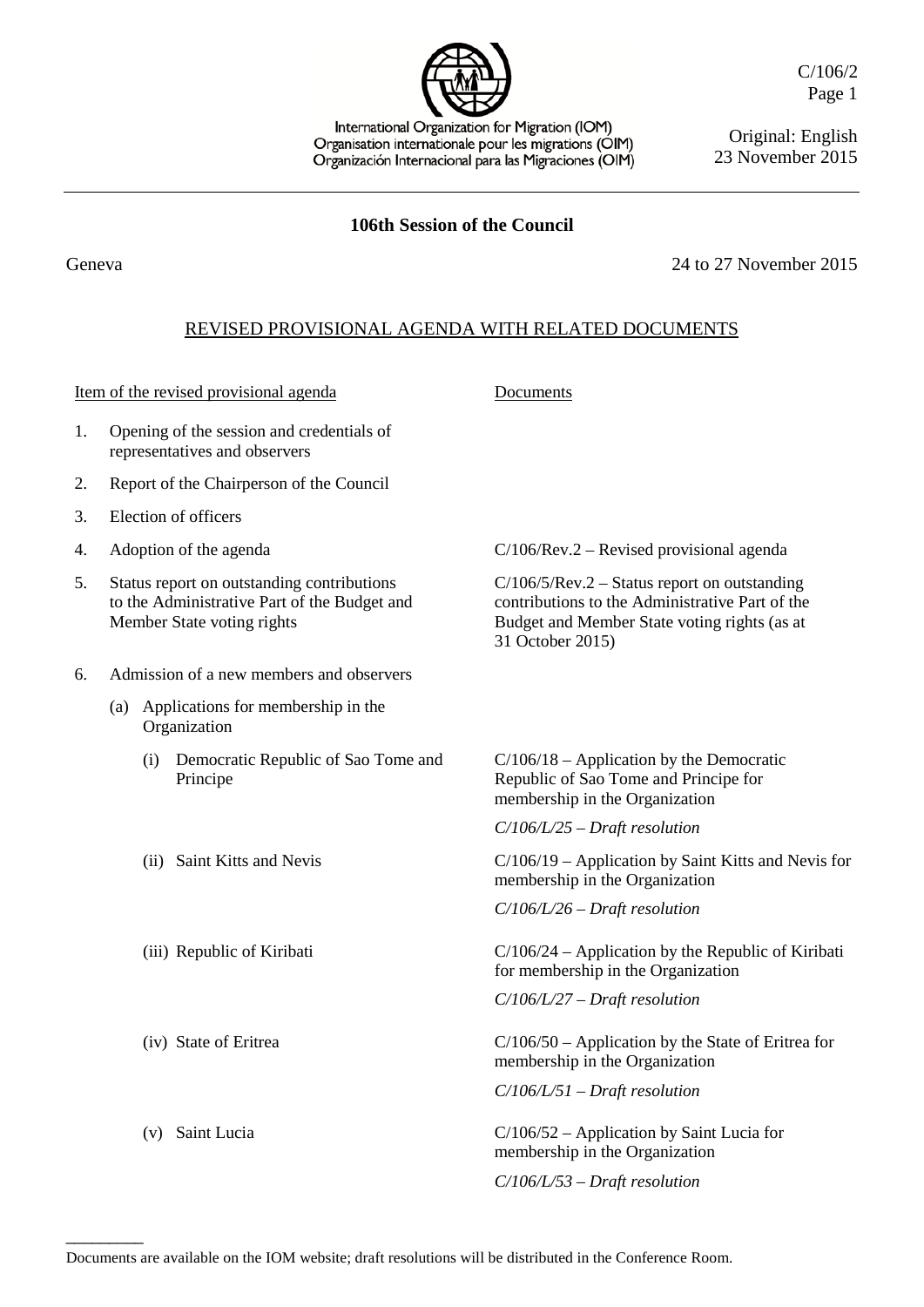International Organization for Migration (IOM)
Organisation internationale pour les migrations (OIM)
Organización Internacional para las Migraciones (OIM)

C/106/2

Original: English
23 November 2015

**106th Session of the Council**

Geneva — 24 to 27 November 2015

## REVISED PROVISIONAL AGENDA WITH RELATED DOCUMENTS

| Item of the revised provisional agenda | Documents |
|---|---|
| 1. Opening of the session and credentials of representatives and observers | |
| 2. Report of the Chairperson of the Council | |
| 3. Election of officers | |
| 4. Adoption of the agenda | C/106/Rev.2 – Revised provisional agenda |
| 5. Status report on outstanding contributions to the Administrative Part of the Budget and Member State voting rights | C/106/5/Rev.2 – Status report on outstanding contributions to the Administrative Part of the Budget and Member State voting rights (as at 31 October 2015) |
| 6. Admission of a new members and observers | |
| (a) Applications for membership in the Organization | |
| (i) Democratic Republic of Sao Tome and Principe | C/106/18 – Application by the Democratic Republic of Sao Tome and Principe for membership in the Organization<br>*C/106/L/25 – Draft resolution* |
| (ii) Saint Kitts and Nevis | C/106/19 – Application by Saint Kitts and Nevis for membership in the Organization<br>*C/106/L/26 – Draft resolution* |
| (iii) Republic of Kiribati | C/106/24 – Application by the Republic of Kiribati for membership in the Organization<br>*C/106/L/27 – Draft resolution* |
| (iv) State of Eritrea | C/106/50 – Application by the State of Eritrea for membership in the Organization<br>*C/106/L/51 – Draft resolution* |
| (v) Saint Lucia | C/106/52 – Application by Saint Lucia for membership in the Organization<br>*C/106/L/53 – Draft resolution* |

---

Documents are available on the IOM website; draft resolutions will be distributed in the Conference Room.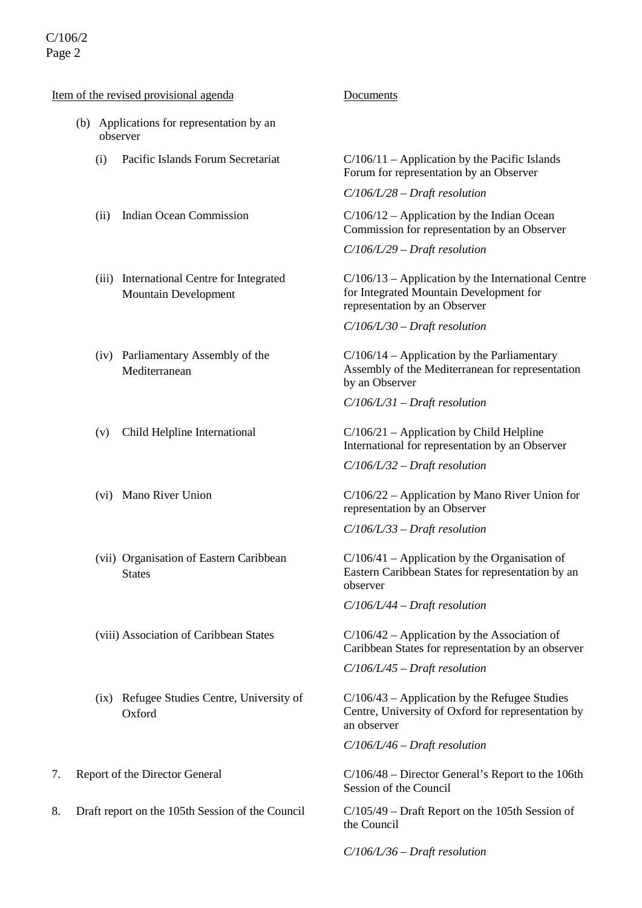| Item of the revised provisional agenda | Documents |
|---|---|
| (b) Applications for representation by an observer | |
| (i) Pacific Islands Forum Secretariat | C/106/11 – Application by the Pacific Islands Forum for representation by an Observer<br>*C/106/L/28 – Draft resolution* |
| (ii) Indian Ocean Commission | C/106/12 – Application by the Indian Ocean Commission for representation by an Observer<br>*C/106/L/29 – Draft resolution* |
| (iii) International Centre for Integrated Mountain Development | C/106/13 – Application by the International Centre for Integrated Mountain Development for representation by an Observer<br>*C/106/L/30 – Draft resolution* |
| (iv) Parliamentary Assembly of the Mediterranean | C/106/14 – Application by the Parliamentary Assembly of the Mediterranean for representation by an Observer<br>*C/106/L/31 – Draft resolution* |
| (v) Child Helpline International | C/106/21 – Application by Child Helpline International for representation by an Observer<br>*C/106/L/32 – Draft resolution* |
| (vi) Mano River Union | C/106/22 – Application by Mano River Union for representation by an Observer<br>*C/106/L/33 – Draft resolution* |
| (vii) Organisation of Eastern Caribbean States | C/106/41 – Application by the Organisation of Eastern Caribbean States for representation by an observer<br>*C/106/L/44 – Draft resolution* |
| (viii) Association of Caribbean States | C/106/42 – Application by the Association of Caribbean States for representation by an observer<br>*C/106/L/45 – Draft resolution* |
| (ix) Refugee Studies Centre, University of Oxford | C/106/43 – Application by the Refugee Studies Centre, University of Oxford for representation by an observer<br>*C/106/L/46 – Draft resolution* |
| 7. Report of the Director General | C/106/48 – Director General's Report to the 106th Session of the Council |
| 8. Draft report on the 105th Session of the Council | C/105/49 – Draft Report on the 105th Session of the Council<br>*C/106/L/36 – Draft resolution* |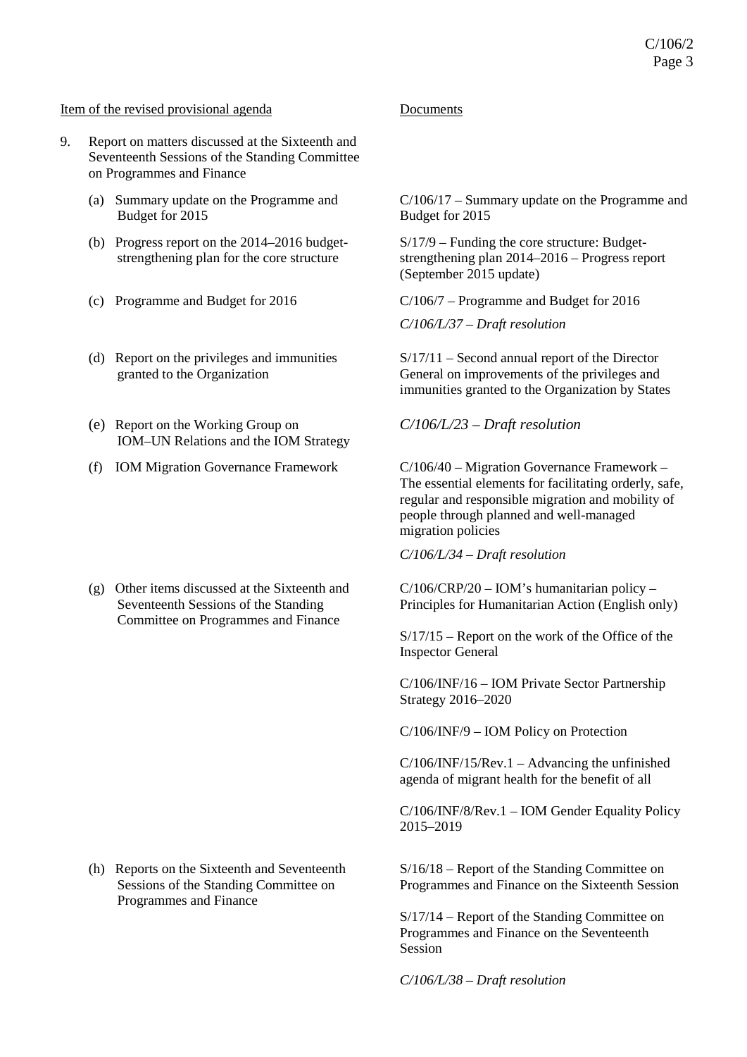| Item of the revised provisional agenda | Documents |
|---|---|
| 9. Report on matters discussed at the Sixteenth and Seventeenth Sessions of the Standing Committee on Programmes and Finance | |
| (a) Summary update on the Programme and Budget for 2015 | C/106/17 – Summary update on the Programme and Budget for 2015 |
| (b) Progress report on the 2014–2016 budget-strengthening plan for the core structure | S/17/9 – Funding the core structure: Budget-strengthening plan 2014–2016 – Progress report (September 2015 update) |
| (c) Programme and Budget for 2016 | C/106/7 – Programme and Budget for 2016<br>*C/106/L/37 – Draft resolution* |
| (d) Report on the privileges and immunities granted to the Organization | S/17/11 – Second annual report of the Director General on improvements of the privileges and immunities granted to the Organization by States |
| (e) Report on the Working Group on IOM–UN Relations and the IOM Strategy | *C/106/L/23 – Draft resolution* |
| (f) IOM Migration Governance Framework | C/106/40 – Migration Governance Framework – The essential elements for facilitating orderly, safe, regular and responsible migration and mobility of people through planned and well-managed migration policies<br>*C/106/L/34 – Draft resolution* |
| (g) Other items discussed at the Sixteenth and Seventeenth Sessions of the Standing Committee on Programmes and Finance | C/106/CRP/20 – IOM's humanitarian policy – Principles for Humanitarian Action (English only)<br>S/17/15 – Report on the work of the Office of the Inspector General<br>C/106/INF/16 – IOM Private Sector Partnership Strategy 2016–2020<br>C/106/INF/9 – IOM Policy on Protection<br>C/106/INF/15/Rev.1 – Advancing the unfinished agenda of migrant health for the benefit of all<br>C/106/INF/8/Rev.1 – IOM Gender Equality Policy 2015–2019 |
| (h) Reports on the Sixteenth and Seventeenth Sessions of the Standing Committee on Programmes and Finance | S/16/18 – Report of the Standing Committee on Programmes and Finance on the Sixteenth Session<br>S/17/14 – Report of the Standing Committee on Programmes and Finance on the Seventeenth Session<br>*C/106/L/38 – Draft resolution* |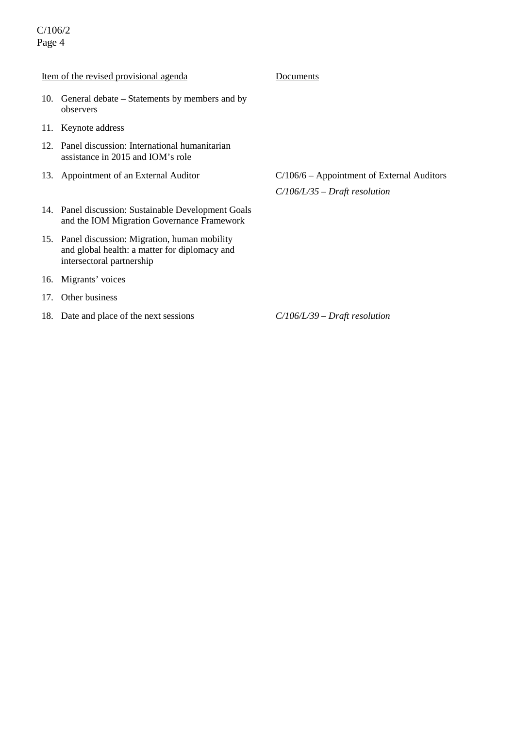| Item of the revised provisional agenda | Documents |
|---|---|
| 10. General debate – Statements by members and by observers | |
| 11. Keynote address | |
| 12. Panel discussion: International humanitarian assistance in 2015 and IOM's role | |
| 13. Appointment of an External Auditor | C/106/6 – Appointment of External Auditors<br>*C/106/L/35 – Draft resolution* |
| 14. Panel discussion: Sustainable Development Goals and the IOM Migration Governance Framework | |
| 15. Panel discussion: Migration, human mobility and global health: a matter for diplomacy and intersectoral partnership | |
| 16. Migrants' voices | |
| 17. Other business | |
| 18. Date and place of the next sessions | *C/106/L/39 – Draft resolution* |